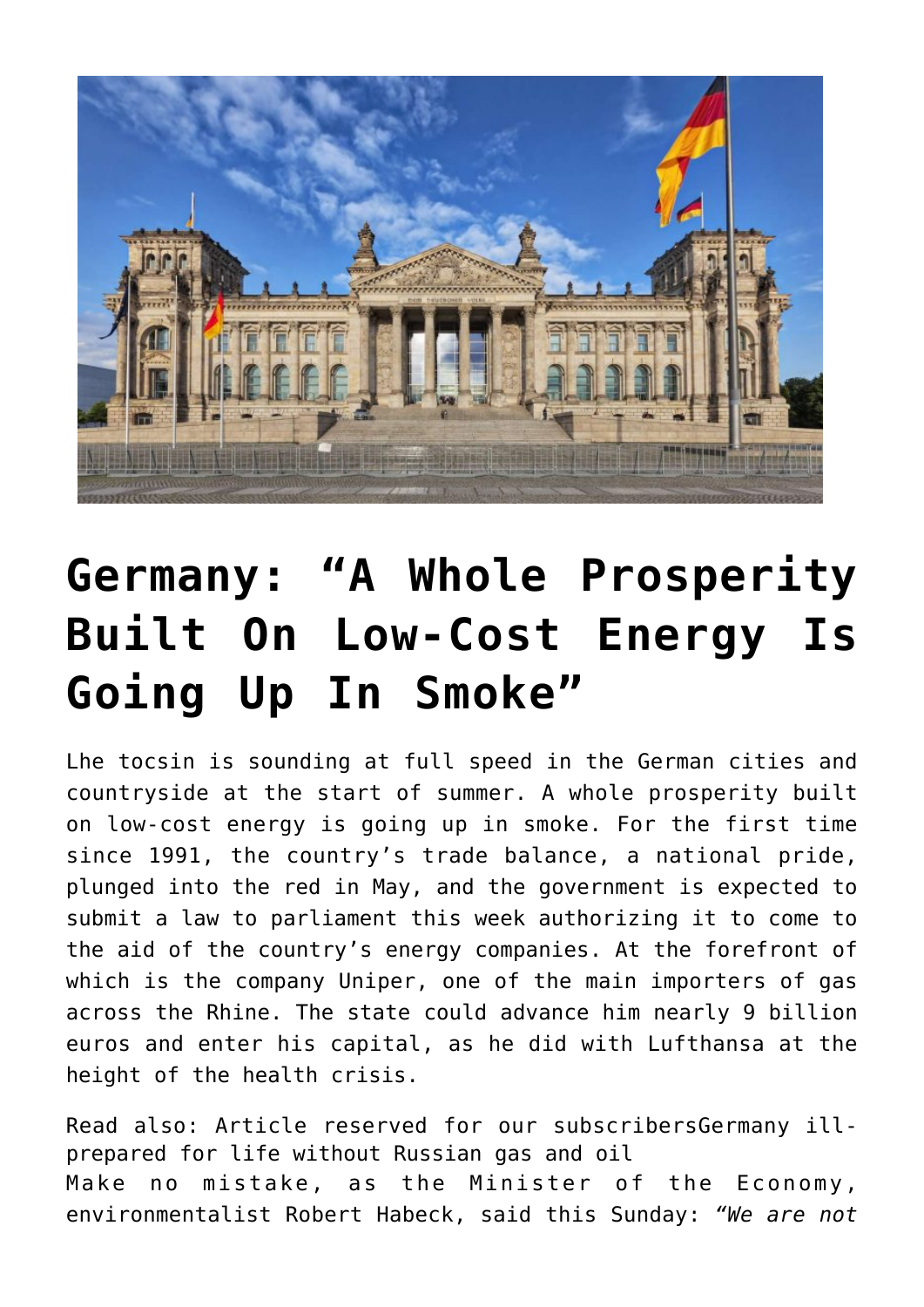# Germany: "A Whole Prosperity Built On Low-Cost Energy Is Going Up In Smoke"

Lhe tocsin is sounding at full speed in the German cities and countryside at the start of summer. A whole prosperity built on low-cost energy is going up in smoke. For the first time since 1991, the country's trade balance, a national pride, plunged into the red in May, and the government is expected to submit a law to parliament this week authorizing it to come to the aid of the country's energy companies. At the forefront of which is the company Uniper, one of the main importers of gas across the Rhine. The state could advance him nearly 9 billion euros and enter his capital, as he did with Lufthansa at the height of the health crisis.

Read also: Article reserved for our subscribersGermany ill-prepared for life without Russian gas and oil

Make no mistake, as the Minister of the Economy, environmentalist Robert Habeck, said this Sunday: *"We are not*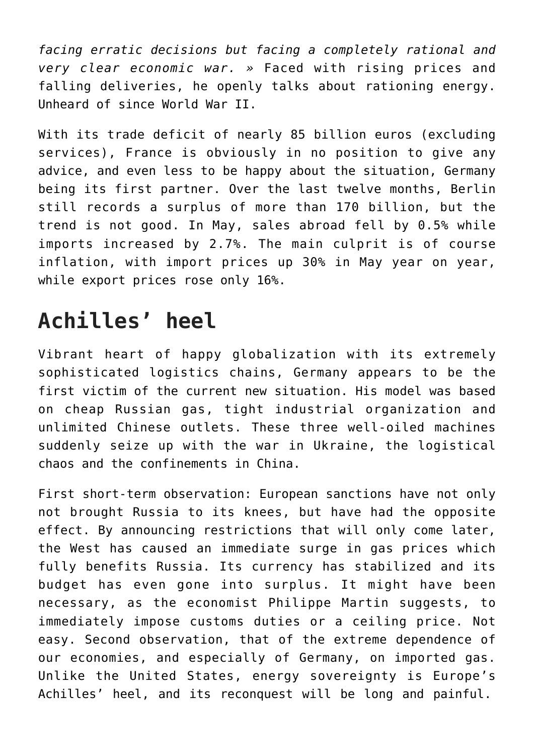*facing erratic decisions but facing a completely rational and very clear economic war. »* Faced with rising prices and falling deliveries, he openly talks about rationing energy. Unheard of since World War II.

With its trade deficit of nearly 85 billion euros (excluding services), France is obviously in no position to give any advice, and even less to be happy about the situation, Germany being its first partner. Over the last twelve months, Berlin still records a surplus of more than 170 billion, but the trend is not good. In May, sales abroad fell by 0.5% while imports increased by 2.7%. The main culprit is of course inflation, with import prices up 30% in May year on year, while export prices rose only 16%.

## Achilles' heel

Vibrant heart of happy globalization with its extremely sophisticated logistics chains, Germany appears to be the first victim of the current new situation. His model was based on cheap Russian gas, tight industrial organization and unlimited Chinese outlets. These three well-oiled machines suddenly seize up with the war in Ukraine, the logistical chaos and the confinements in China.

First short-term observation: European sanctions have not only not brought Russia to its knees, but have had the opposite effect. By announcing restrictions that will only come later, the West has caused an immediate surge in gas prices which fully benefits Russia. Its currency has stabilized and its budget has even gone into surplus. It might have been necessary, as the economist Philippe Martin suggests, to immediately impose customs duties or a ceiling price. Not easy. Second observation, that of the extreme dependence of our economies, and especially of Germany, on imported gas. Unlike the United States, energy sovereignty is Europe's Achilles' heel, and its reconquest will be long and painful.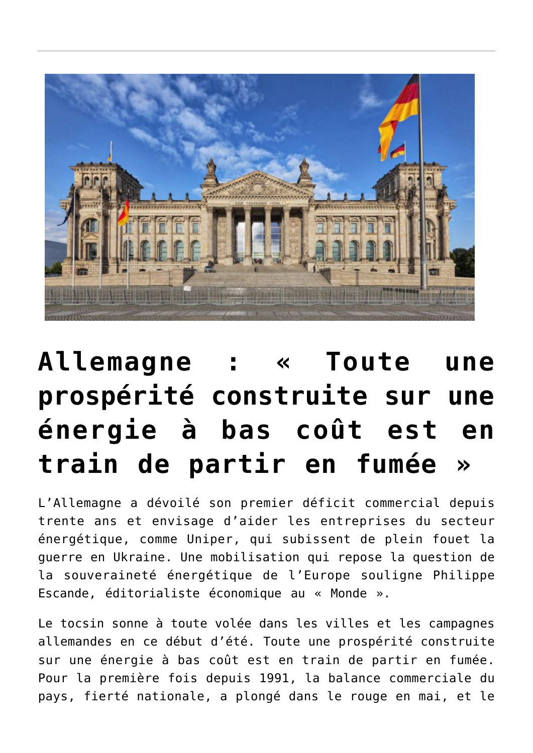# Allemagne : « Toute une prospérité construite sur une énergie à bas coût est en train de partir en fumée »

L'Allemagne a dévoilé son premier déficit commercial depuis trente ans et envisage d'aider les entreprises du secteur énergétique, comme Uniper, qui subissent de plein fouet la guerre en Ukraine. Une mobilisation qui repose la question de la souveraineté énergétique de l'Europe souligne Philippe Escande, éditorialiste économique au « Monde ».

Le tocsin sonne à toute volée dans les villes et les campagnes allemandes en ce début d'été. Toute une prospérité construite sur une énergie à bas coût est en train de partir en fumée. Pour la première fois depuis 1991, la balance commerciale du pays, fierté nationale, a plongé dans le rouge en mai, et le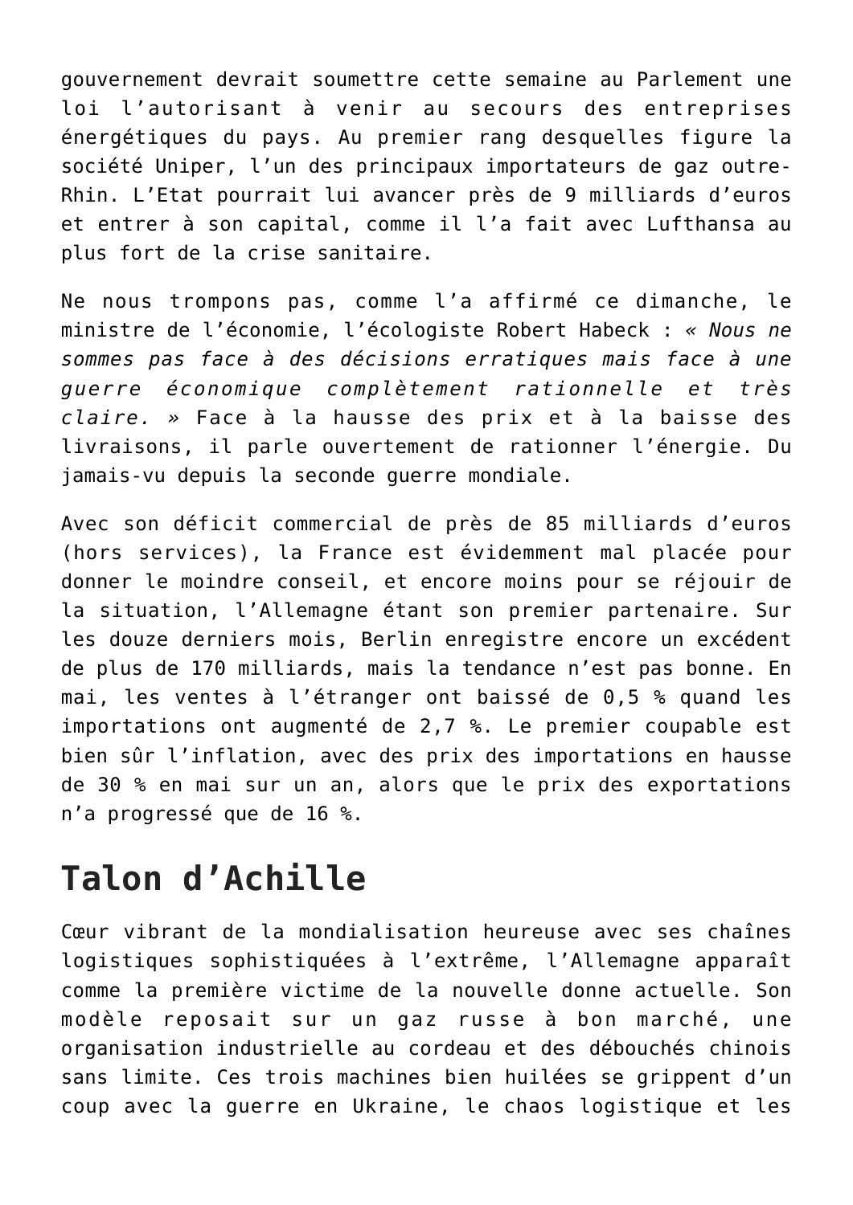gouvernement devrait soumettre cette semaine au Parlement une loi l'autorisant à venir au secours des entreprises énergétiques du pays. Au premier rang desquelles figure la société Uniper, l'un des principaux importateurs de gaz outre-Rhin. L'Etat pourrait lui avancer près de 9 milliards d'euros et entrer à son capital, comme il l'a fait avec Lufthansa au plus fort de la crise sanitaire.

Ne nous trompons pas, comme l'a affirmé ce dimanche, le ministre de l'économie, l'écologiste Robert Habeck : *« Nous ne sommes pas face à des décisions erratiques mais face à une guerre économique complètement rationnelle et très claire. »* Face à la hausse des prix et à la baisse des livraisons, il parle ouvertement de rationner l'énergie. Du jamais-vu depuis la seconde guerre mondiale.

Avec son déficit commercial de près de 85 milliards d'euros (hors services), la France est évidemment mal placée pour donner le moindre conseil, et encore moins pour se réjouir de la situation, l'Allemagne étant son premier partenaire. Sur les douze derniers mois, Berlin enregistre encore un excédent de plus de 170 milliards, mais la tendance n'est pas bonne. En mai, les ventes à l'étranger ont baissé de 0,5 % quand les importations ont augmenté de 2,7 %. Le premier coupable est bien sûr l'inflation, avec des prix des importations en hausse de 30 % en mai sur un an, alors que le prix des exportations n'a progressé que de 16 %.

## Talon d'Achille

Cœur vibrant de la mondialisation heureuse avec ses chaînes logistiques sophistiquées à l'extrême, l'Allemagne apparaît comme la première victime de la nouvelle donne actuelle. Son modèle reposait sur un gaz russe à bon marché, une organisation industrielle au cordeau et des débouchés chinois sans limite. Ces trois machines bien huilées se grippent d'un coup avec la guerre en Ukraine, le chaos logistique et les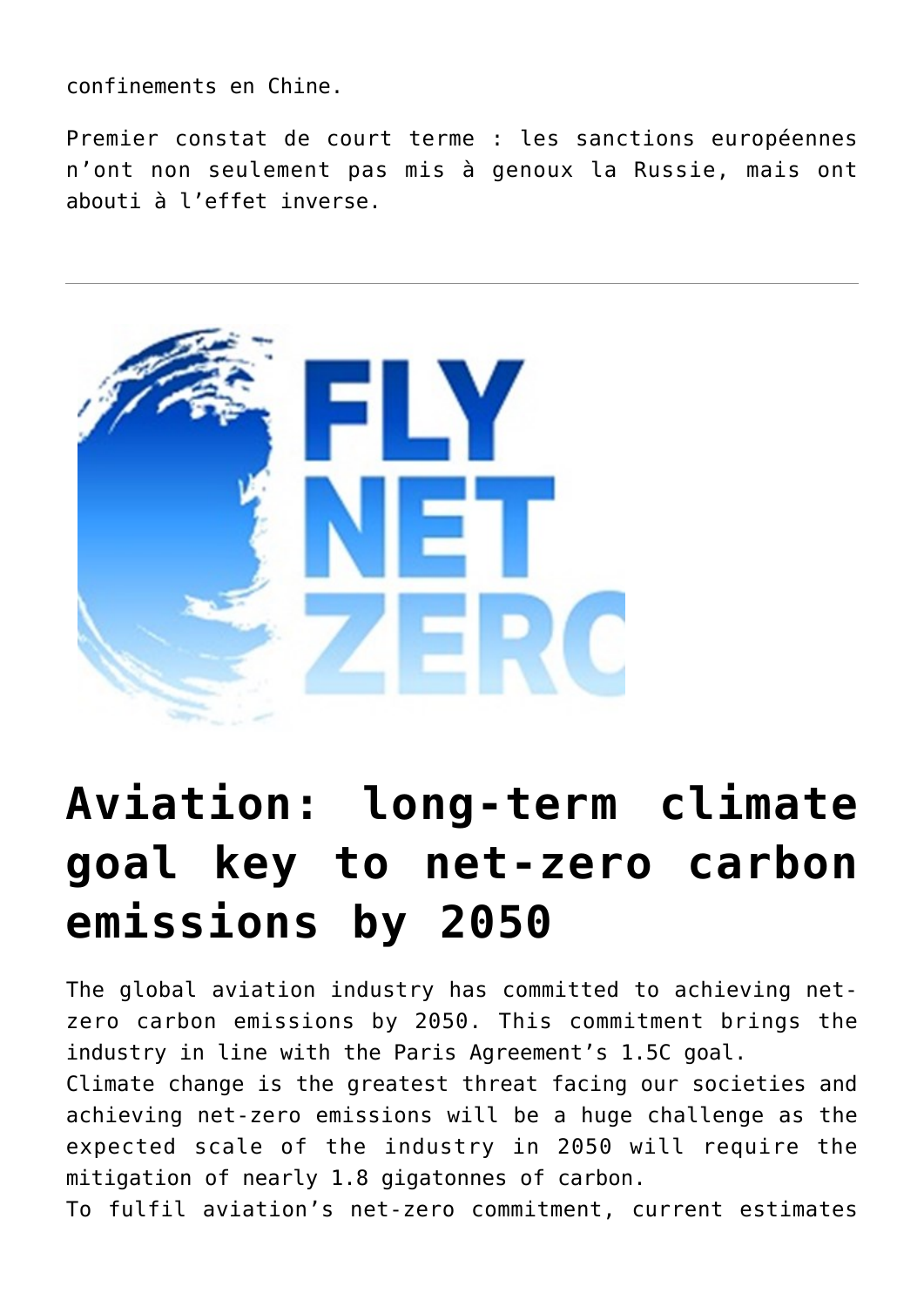confinements en Chine.

Premier constat de court terme : les sanctions européennes n’ont non seulement pas mis à genoux la Russie, mais ont abouti à l’effet inverse.

---

# Aviation: long-term climate goal key to net-zero carbon emissions by 2050

The global aviation industry has committed to achieving net-zero carbon emissions by 2050. This commitment brings the industry in line with the Paris Agreement’s 1.5C goal.
Climate change is the greatest threat facing our societies and achieving net-zero emissions will be a huge challenge as the expected scale of the industry in 2050 will require the mitigation of nearly 1.8 gigatonnes of carbon.
To fulfil aviation’s net-zero commitment, current estimates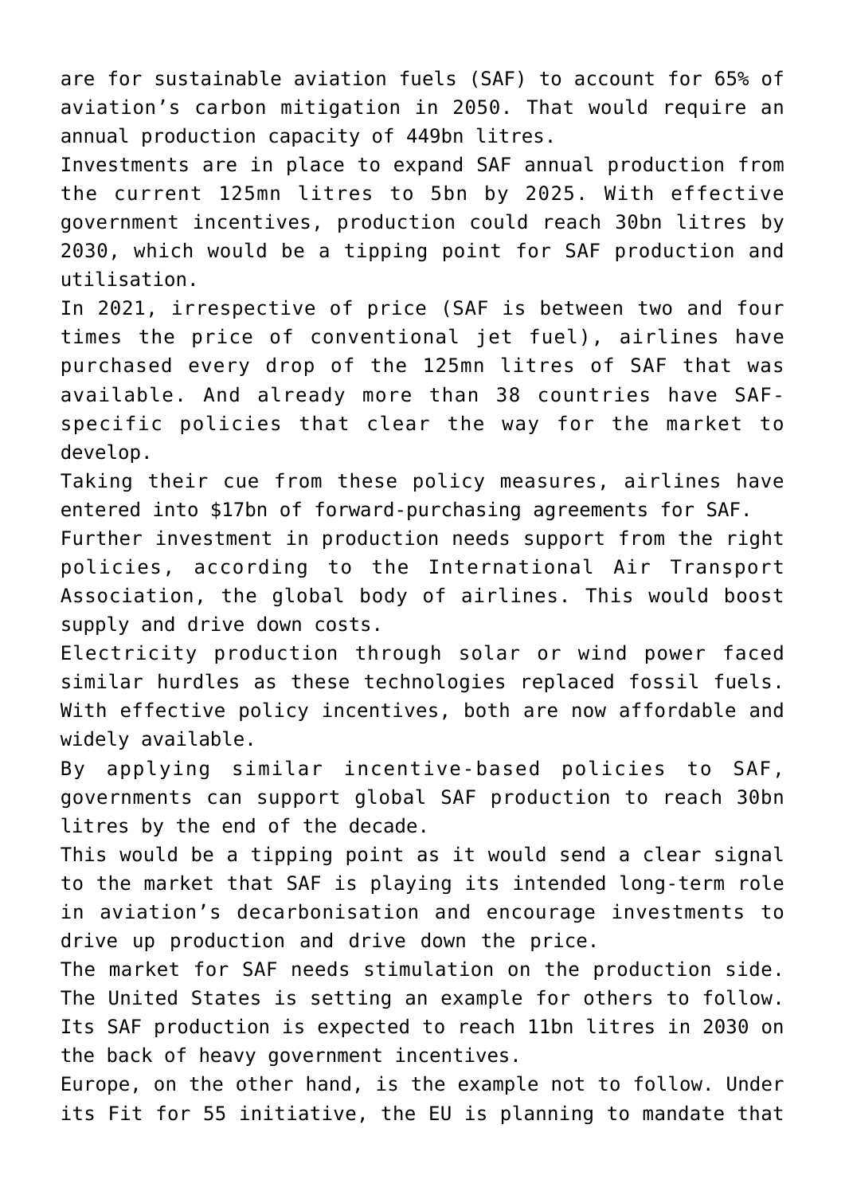are for sustainable aviation fuels (SAF) to account for 65% of aviation's carbon mitigation in 2050. That would require an annual production capacity of 449bn litres.

Investments are in place to expand SAF annual production from the current 125mn litres to 5bn by 2025. With effective government incentives, production could reach 30bn litres by 2030, which would be a tipping point for SAF production and utilisation.

In 2021, irrespective of price (SAF is between two and four times the price of conventional jet fuel), airlines have purchased every drop of the 125mn litres of SAF that was available. And already more than 38 countries have SAF-specific policies that clear the way for the market to develop.

Taking their cue from these policy measures, airlines have entered into $17bn of forward-purchasing agreements for SAF.

Further investment in production needs support from the right policies, according to the International Air Transport Association, the global body of airlines. This would boost supply and drive down costs.

Electricity production through solar or wind power faced similar hurdles as these technologies replaced fossil fuels. With effective policy incentives, both are now affordable and widely available.

By applying similar incentive-based policies to SAF, governments can support global SAF production to reach 30bn litres by the end of the decade.

This would be a tipping point as it would send a clear signal to the market that SAF is playing its intended long-term role in aviation's decarbonisation and encourage investments to drive up production and drive down the price.

The market for SAF needs stimulation on the production side. The United States is setting an example for others to follow. Its SAF production is expected to reach 11bn litres in 2030 on the back of heavy government incentives.

Europe, on the other hand, is the example not to follow. Under its Fit for 55 initiative, the EU is planning to mandate that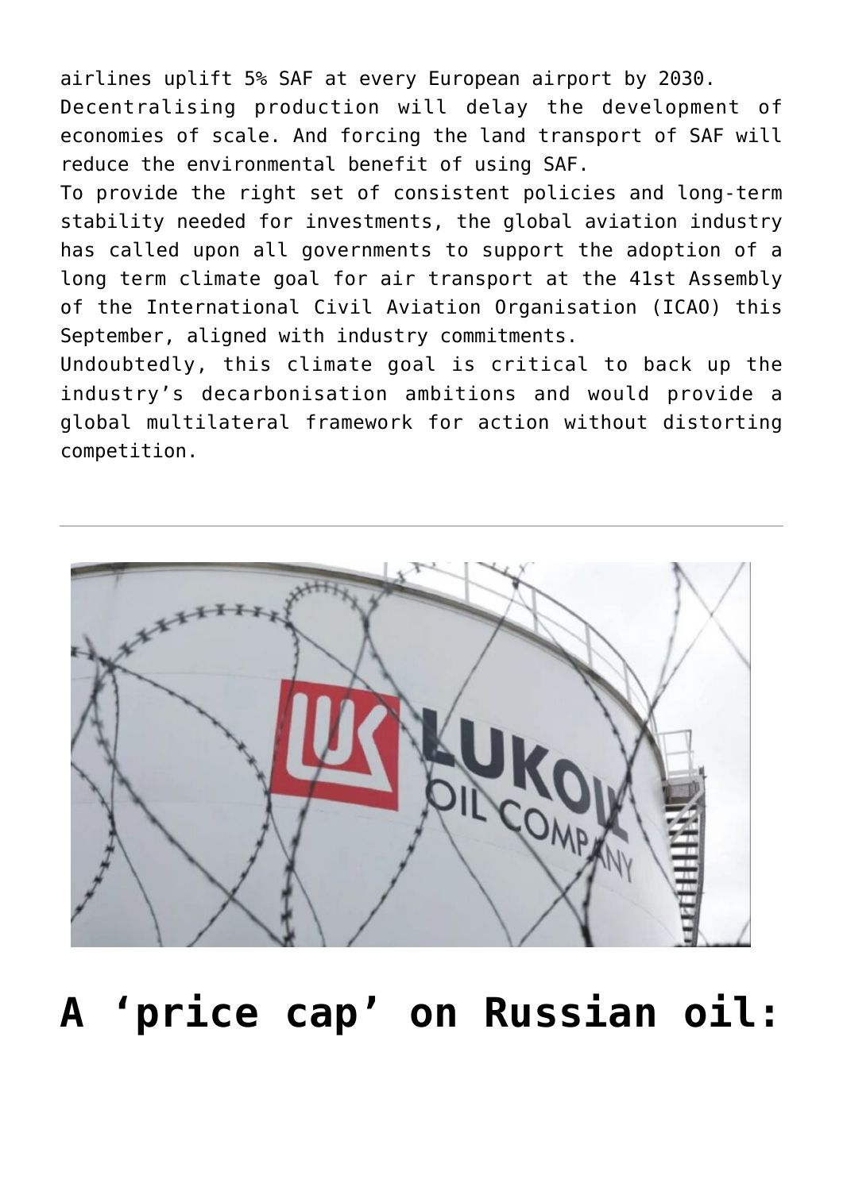airlines uplift 5% SAF at every European airport by 2030.
Decentralising production will delay the development of economies of scale. And forcing the land transport of SAF will reduce the environmental benefit of using SAF.
To provide the right set of consistent policies and long-term stability needed for investments, the global aviation industry has called upon all governments to support the adoption of a long term climate goal for air transport at the 41st Assembly of the International Civil Aviation Organisation (ICAO) this September, aligned with industry commitments.
Undoubtedly, this climate goal is critical to back up the industry's decarbonisation ambitions and would provide a global multilateral framework for action without distorting competition.

---

# A 'price cap' on Russian oil: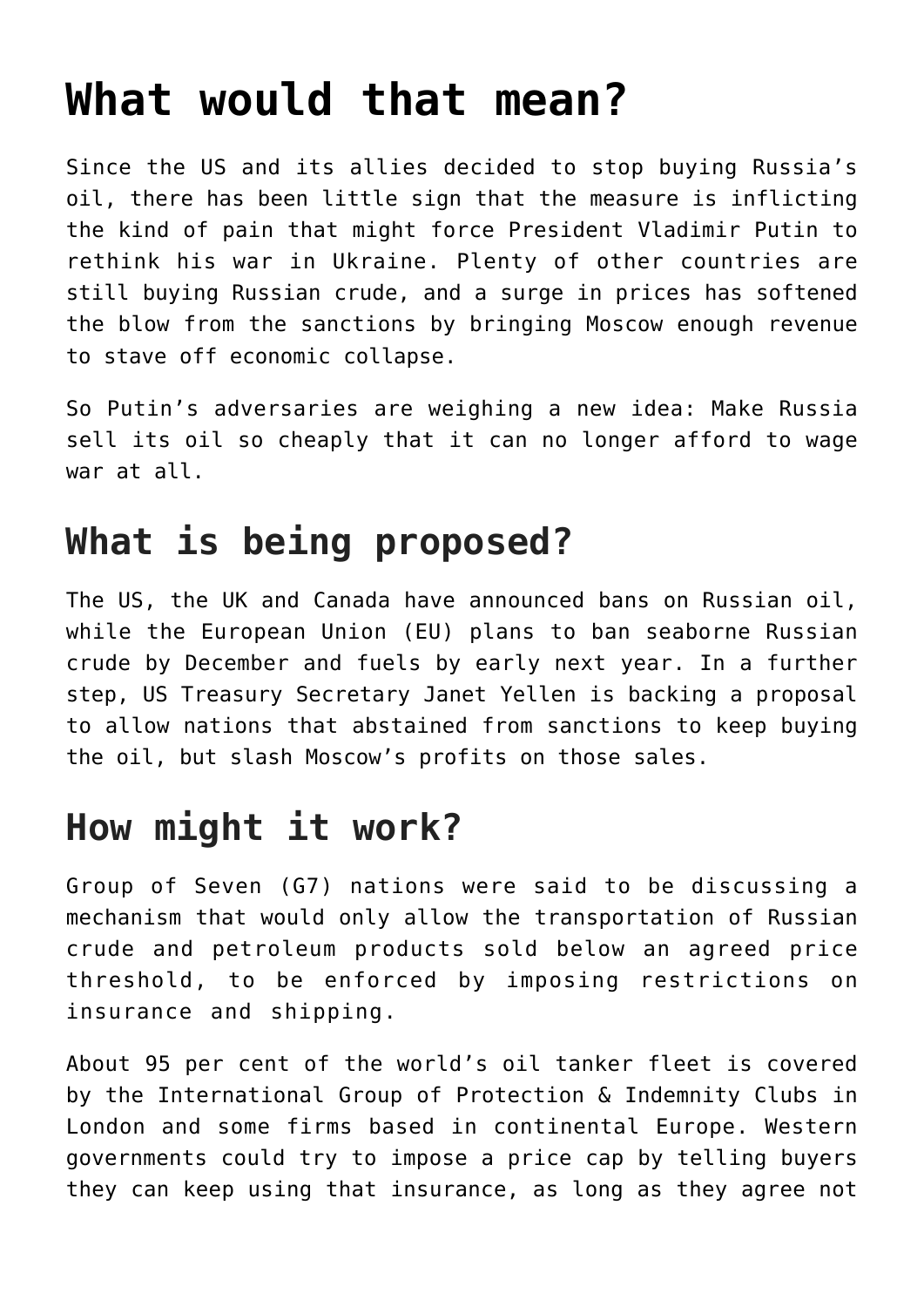# What would that mean?

Since the US and its allies decided to stop buying Russia's oil, there has been little sign that the measure is inflicting the kind of pain that might force President Vladimir Putin to rethink his war in Ukraine. Plenty of other countries are still buying Russian crude, and a surge in prices has softened the blow from the sanctions by bringing Moscow enough revenue to stave off economic collapse.

So Putin's adversaries are weighing a new idea: Make Russia sell its oil so cheaply that it can no longer afford to wage war at all.

## What is being proposed?

The US, the UK and Canada have announced bans on Russian oil, while the European Union (EU) plans to ban seaborne Russian crude by December and fuels by early next year. In a further step, US Treasury Secretary Janet Yellen is backing a proposal to allow nations that abstained from sanctions to keep buying the oil, but slash Moscow's profits on those sales.

## How might it work?

Group of Seven (G7) nations were said to be discussing a mechanism that would only allow the transportation of Russian crude and petroleum products sold below an agreed price threshold, to be enforced by imposing restrictions on insurance and shipping.

About 95 per cent of the world's oil tanker fleet is covered by the International Group of Protection & Indemnity Clubs in London and some firms based in continental Europe. Western governments could try to impose a price cap by telling buyers they can keep using that insurance, as long as they agree not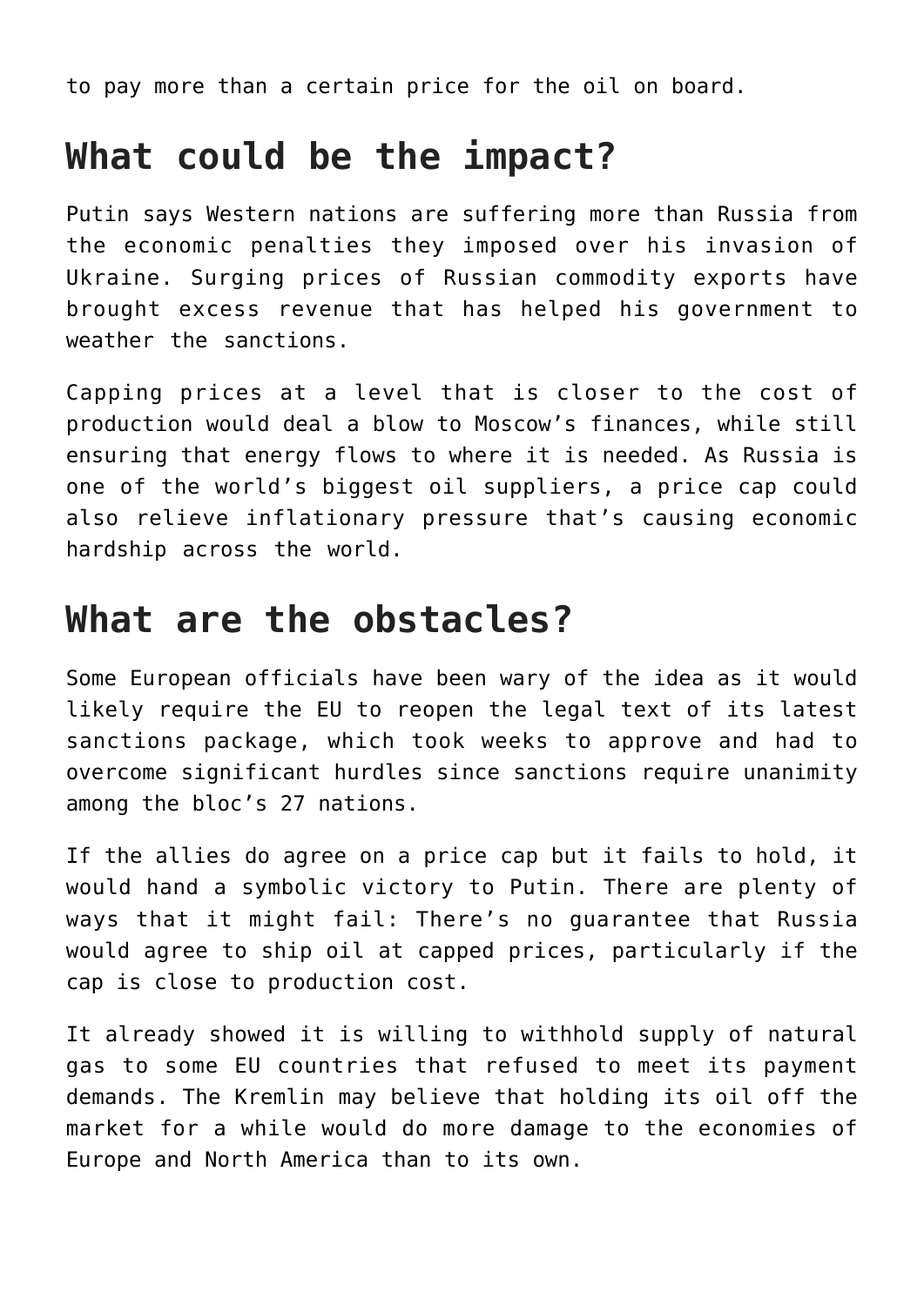to pay more than a certain price for the oil on board.

## What could be the impact?

Putin says Western nations are suffering more than Russia from the economic penalties they imposed over his invasion of Ukraine. Surging prices of Russian commodity exports have brought excess revenue that has helped his government to weather the sanctions.

Capping prices at a level that is closer to the cost of production would deal a blow to Moscow's finances, while still ensuring that energy flows to where it is needed. As Russia is one of the world's biggest oil suppliers, a price cap could also relieve inflationary pressure that's causing economic hardship across the world.

## What are the obstacles?

Some European officials have been wary of the idea as it would likely require the EU to reopen the legal text of its latest sanctions package, which took weeks to approve and had to overcome significant hurdles since sanctions require unanimity among the bloc's 27 nations.

If the allies do agree on a price cap but it fails to hold, it would hand a symbolic victory to Putin. There are plenty of ways that it might fail: There's no guarantee that Russia would agree to ship oil at capped prices, particularly if the cap is close to production cost.

It already showed it is willing to withhold supply of natural gas to some EU countries that refused to meet its payment demands. The Kremlin may believe that holding its oil off the market for a while would do more damage to the economies of Europe and North America than to its own.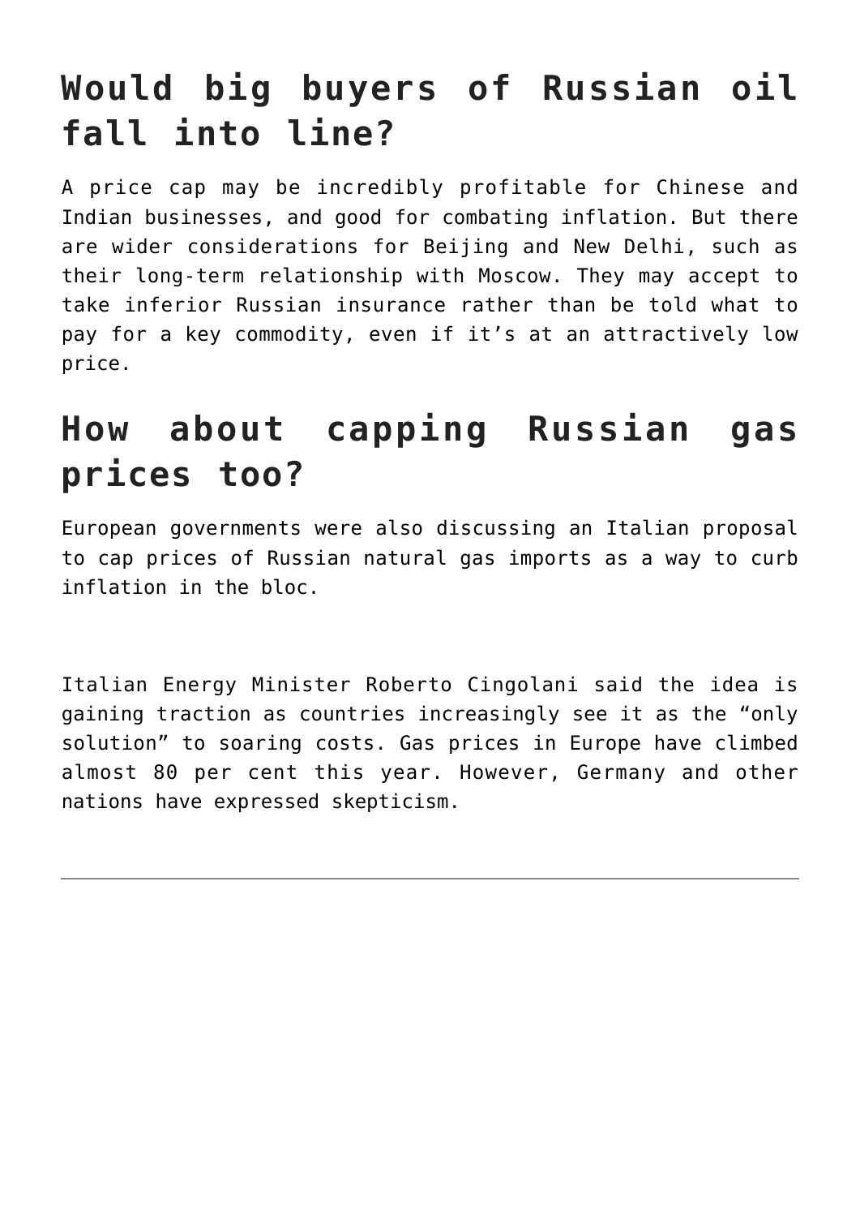## Would big buyers of Russian oil fall into line?

A price cap may be incredibly profitable for Chinese and Indian businesses, and good for combating inflation. But there are wider considerations for Beijing and New Delhi, such as their long-term relationship with Moscow. They may accept to take inferior Russian insurance rather than be told what to pay for a key commodity, even if it's at an attractively low price.

## How about capping Russian gas prices too?

European governments were also discussing an Italian proposal to cap prices of Russian natural gas imports as a way to curb inflation in the bloc.

Italian Energy Minister Roberto Cingolani said the idea is gaining traction as countries increasingly see it as the "only solution" to soaring costs. Gas prices in Europe have climbed almost 80 per cent this year. However, Germany and other nations have expressed skepticism.

---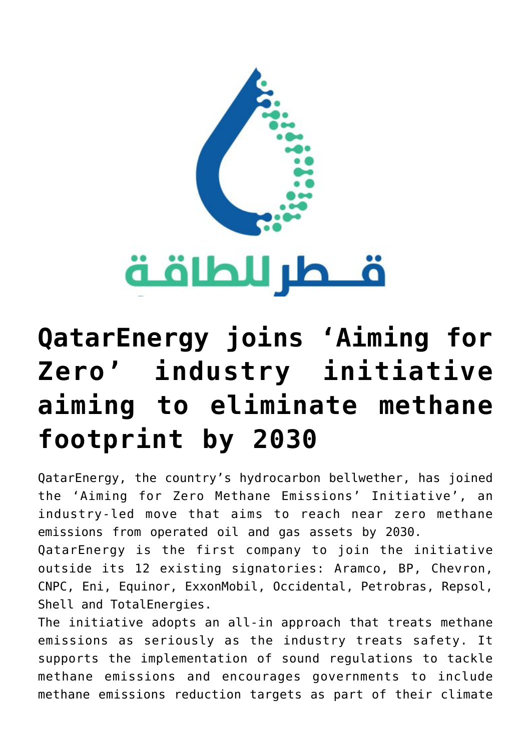# QatarEnergy joins 'Aiming for Zero' industry initiative aiming to eliminate methane footprint by 2030

QatarEnergy, the country's hydrocarbon bellwether, has joined the 'Aiming for Zero Methane Emissions' Initiative', an industry-led move that aims to reach near zero methane emissions from operated oil and gas assets by 2030.

QatarEnergy is the first company to join the initiative outside its 12 existing signatories: Aramco, BP, Chevron, CNPC, Eni, Equinor, ExxonMobil, Occidental, Petrobras, Repsol, Shell and TotalEnergies.

The initiative adopts an all-in approach that treats methane emissions as seriously as the industry treats safety. It supports the implementation of sound regulations to tackle methane emissions and encourages governments to include methane emissions reduction targets as part of their climate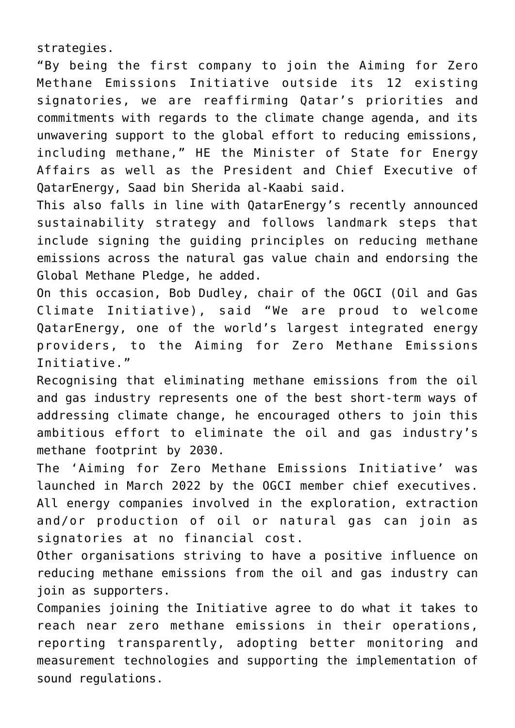strategies.

"By being the first company to join the Aiming for Zero Methane Emissions Initiative outside its 12 existing signatories, we are reaffirming Qatar's priorities and commitments with regards to the climate change agenda, and its unwavering support to the global effort to reducing emissions, including methane," HE the Minister of State for Energy Affairs as well as the President and Chief Executive of QatarEnergy, Saad bin Sherida al-Kaabi said.

This also falls in line with QatarEnergy's recently announced sustainability strategy and follows landmark steps that include signing the guiding principles on reducing methane emissions across the natural gas value chain and endorsing the Global Methane Pledge, he added.

On this occasion, Bob Dudley, chair of the OGCI (Oil and Gas Climate Initiative), said "We are proud to welcome QatarEnergy, one of the world's largest integrated energy providers, to the Aiming for Zero Methane Emissions Initiative."

Recognising that eliminating methane emissions from the oil and gas industry represents one of the best short-term ways of addressing climate change, he encouraged others to join this ambitious effort to eliminate the oil and gas industry's methane footprint by 2030.

The 'Aiming for Zero Methane Emissions Initiative' was launched in March 2022 by the OGCI member chief executives. All energy companies involved in the exploration, extraction and/or production of oil or natural gas can join as signatories at no financial cost.

Other organisations striving to have a positive influence on reducing methane emissions from the oil and gas industry can join as supporters.

Companies joining the Initiative agree to do what it takes to reach near zero methane emissions in their operations, reporting transparently, adopting better monitoring and measurement technologies and supporting the implementation of sound regulations.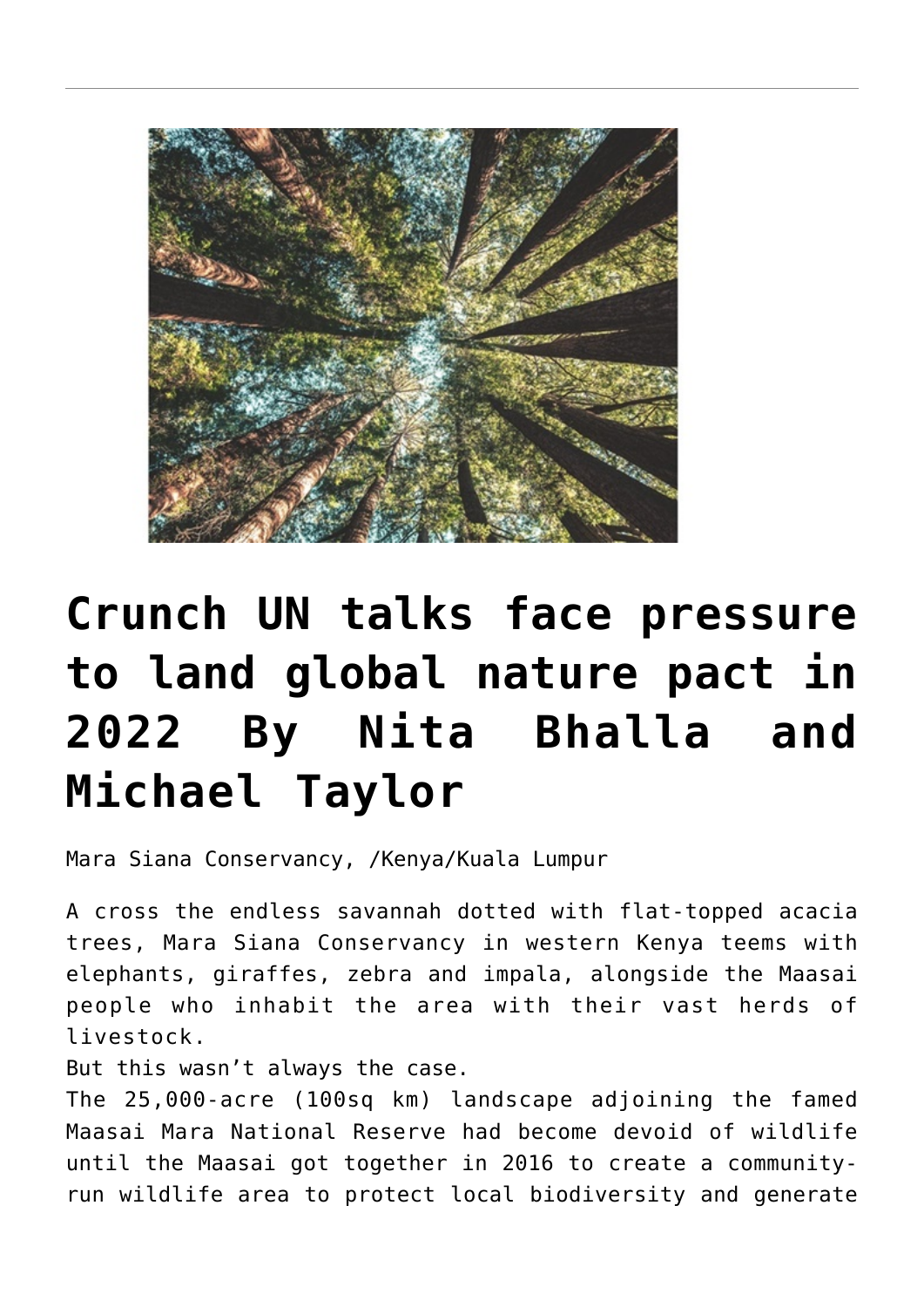# Crunch UN talks face pressure to land global nature pact in 2022 By Nita Bhalla and Michael Taylor

Mara Siana Conservancy, /Kenya/Kuala Lumpur

A cross the endless savannah dotted with flat-topped acacia trees, Mara Siana Conservancy in western Kenya teems with elephants, giraffes, zebra and impala, alongside the Maasai people who inhabit the area with their vast herds of livestock.

But this wasn't always the case.

The 25,000-acre (100sq km) landscape adjoining the famed Maasai Mara National Reserve had become devoid of wildlife until the Maasai got together in 2016 to create a community-run wildlife area to protect local biodiversity and generate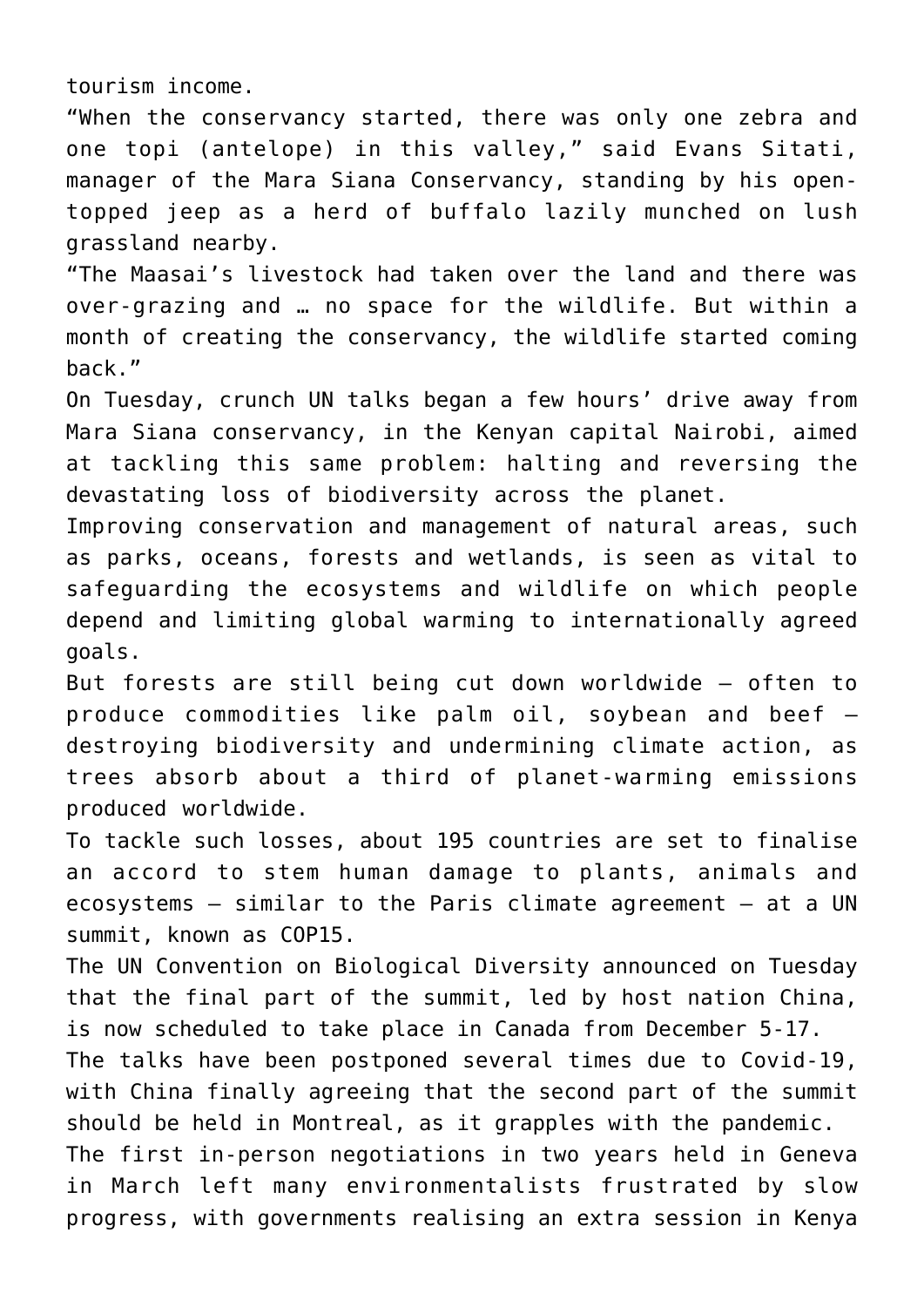tourism income.

"When the conservancy started, there was only one zebra and one topi (antelope) in this valley," said Evans Sitati, manager of the Mara Siana Conservancy, standing by his open-topped jeep as a herd of buffalo lazily munched on lush grassland nearby.

"The Maasai's livestock had taken over the land and there was over-grazing and … no space for the wildlife. But within a month of creating the conservancy, the wildlife started coming back."

On Tuesday, crunch UN talks began a few hours' drive away from Mara Siana conservancy, in the Kenyan capital Nairobi, aimed at tackling this same problem: halting and reversing the devastating loss of biodiversity across the planet.

Improving conservation and management of natural areas, such as parks, oceans, forests and wetlands, is seen as vital to safeguarding the ecosystems and wildlife on which people depend and limiting global warming to internationally agreed goals.

But forests are still being cut down worldwide – often to produce commodities like palm oil, soybean and beef – destroying biodiversity and undermining climate action, as trees absorb about a third of planet-warming emissions produced worldwide.

To tackle such losses, about 195 countries are set to finalise an accord to stem human damage to plants, animals and ecosystems – similar to the Paris climate agreement – at a UN summit, known as COP15.

The UN Convention on Biological Diversity announced on Tuesday that the final part of the summit, led by host nation China, is now scheduled to take place in Canada from December 5-17.

The talks have been postponed several times due to Covid-19, with China finally agreeing that the second part of the summit should be held in Montreal, as it grapples with the pandemic.

The first in-person negotiations in two years held in Geneva in March left many environmentalists frustrated by slow progress, with governments realising an extra session in Kenya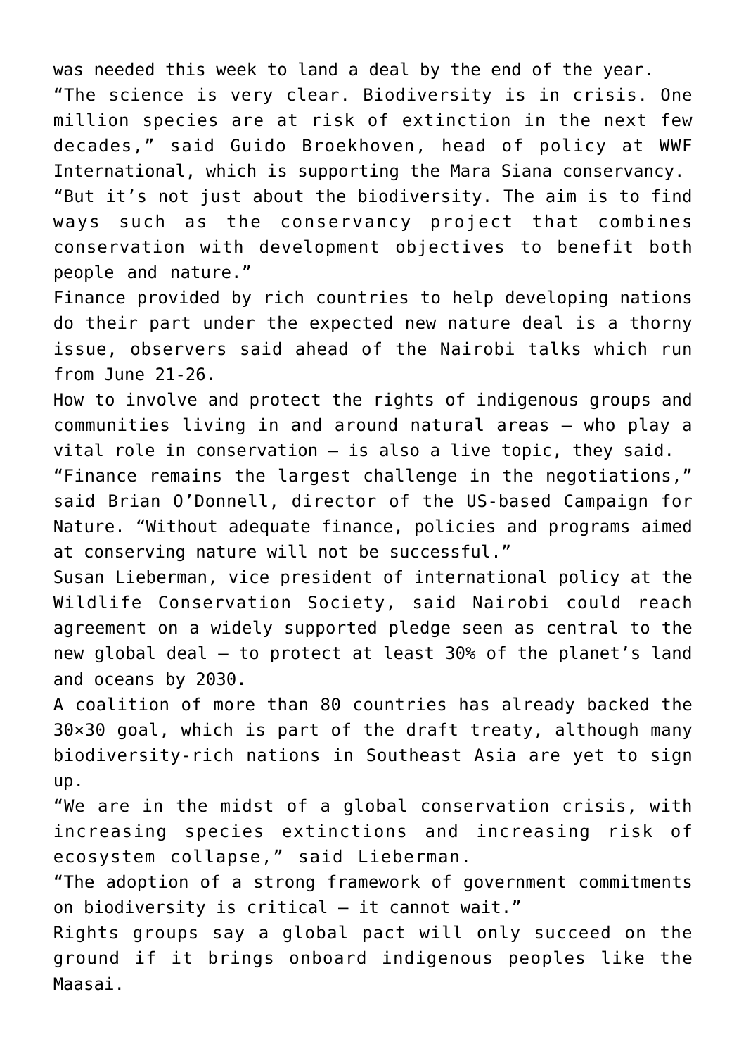was needed this week to land a deal by the end of the year.

"The science is very clear. Biodiversity is in crisis. One million species are at risk of extinction in the next few decades," said Guido Broekhoven, head of policy at WWF International, which is supporting the Mara Siana conservancy.

"But it's not just about the biodiversity. The aim is to find ways such as the conservancy project that combines conservation with development objectives to benefit both people and nature."

Finance provided by rich countries to help developing nations do their part under the expected new nature deal is a thorny issue, observers said ahead of the Nairobi talks which run from June 21-26.

How to involve and protect the rights of indigenous groups and communities living in and around natural areas – who play a vital role in conservation – is also a live topic, they said.

"Finance remains the largest challenge in the negotiations," said Brian O'Donnell, director of the US-based Campaign for Nature. "Without adequate finance, policies and programs aimed at conserving nature will not be successful."

Susan Lieberman, vice president of international policy at the Wildlife Conservation Society, said Nairobi could reach agreement on a widely supported pledge seen as central to the new global deal – to protect at least 30% of the planet's land and oceans by 2030.

A coalition of more than 80 countries has already backed the 30×30 goal, which is part of the draft treaty, although many biodiversity-rich nations in Southeast Asia are yet to sign up.

"We are in the midst of a global conservation crisis, with increasing species extinctions and increasing risk of ecosystem collapse," said Lieberman.

"The adoption of a strong framework of government commitments on biodiversity is critical – it cannot wait."

Rights groups say a global pact will only succeed on the ground if it brings onboard indigenous peoples like the Maasai.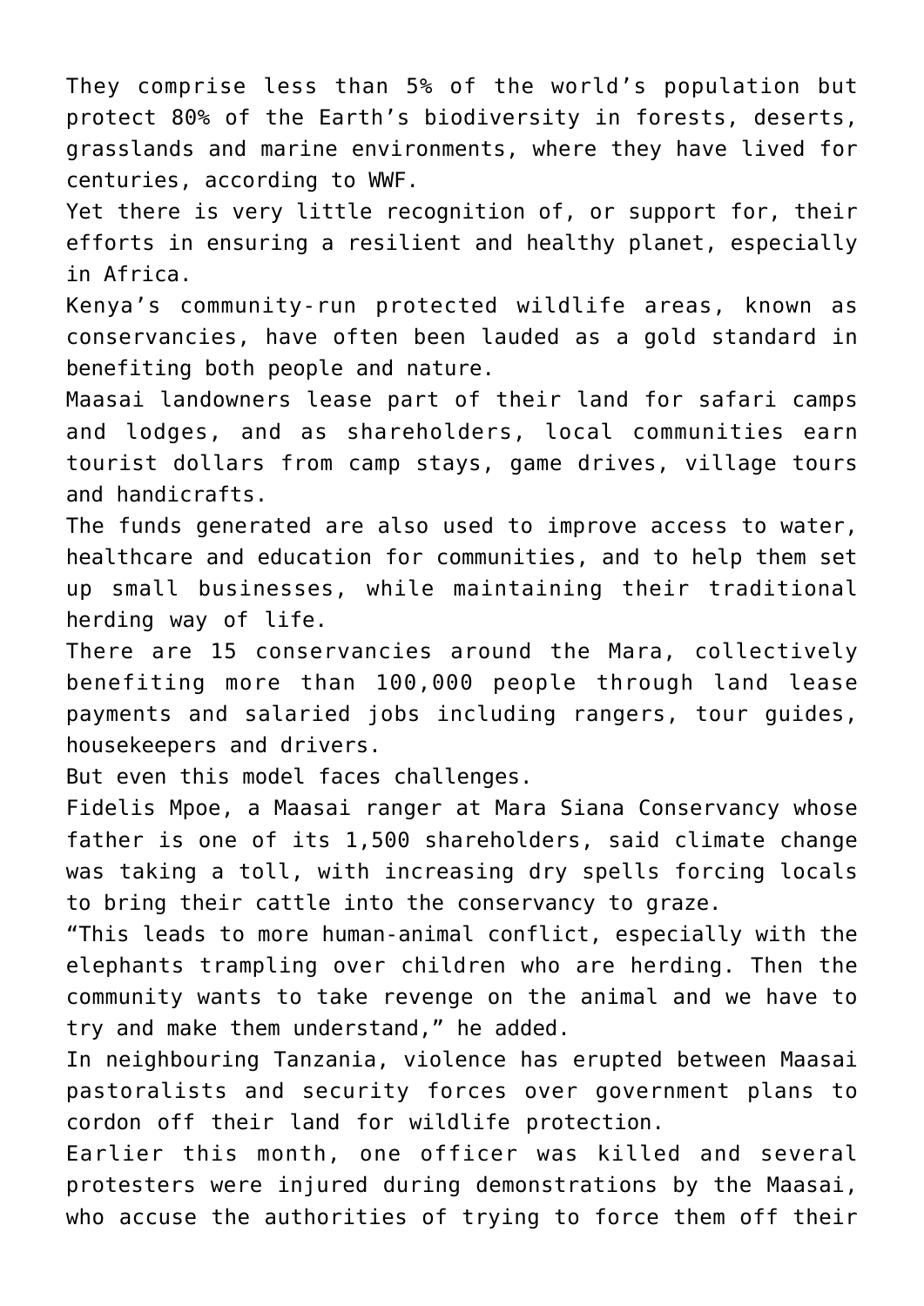They comprise less than 5% of the world's population but protect 80% of the Earth's biodiversity in forests, deserts, grasslands and marine environments, where they have lived for centuries, according to WWF.

Yet there is very little recognition of, or support for, their efforts in ensuring a resilient and healthy planet, especially in Africa.

Kenya's community-run protected wildlife areas, known as conservancies, have often been lauded as a gold standard in benefiting both people and nature.

Maasai landowners lease part of their land for safari camps and lodges, and as shareholders, local communities earn tourist dollars from camp stays, game drives, village tours and handicrafts.

The funds generated are also used to improve access to water, healthcare and education for communities, and to help them set up small businesses, while maintaining their traditional herding way of life.

There are 15 conservancies around the Mara, collectively benefiting more than 100,000 people through land lease payments and salaried jobs including rangers, tour guides, housekeepers and drivers.

But even this model faces challenges.

Fidelis Mpoe, a Maasai ranger at Mara Siana Conservancy whose father is one of its 1,500 shareholders, said climate change was taking a toll, with increasing dry spells forcing locals to bring their cattle into the conservancy to graze.

"This leads to more human-animal conflict, especially with the elephants trampling over children who are herding. Then the community wants to take revenge on the animal and we have to try and make them understand," he added.

In neighbouring Tanzania, violence has erupted between Maasai pastoralists and security forces over government plans to cordon off their land for wildlife protection.

Earlier this month, one officer was killed and several protesters were injured during demonstrations by the Maasai, who accuse the authorities of trying to force them off their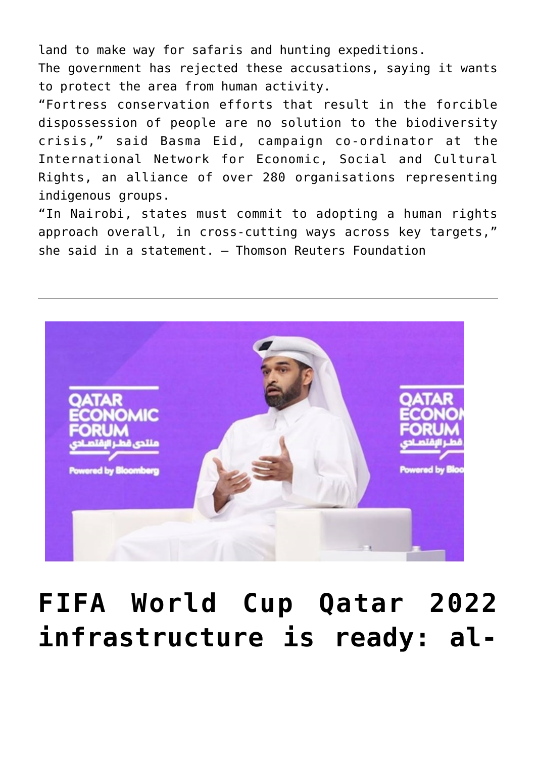land to make way for safaris and hunting expeditions.

The government has rejected these accusations, saying it wants to protect the area from human activity.

"Fortress conservation efforts that result in the forcible dispossession of people are no solution to the biodiversity crisis," said Basma Eid, campaign co-ordinator at the International Network for Economic, Social and Cultural Rights, an alliance of over 280 organisations representing indigenous groups.

"In Nairobi, states must commit to adopting a human rights approach overall, in cross-cutting ways across key targets," she said in a statement. – Thomson Reuters Foundation

---

# FIFA World Cup Qatar 2022 infrastructure is ready: al-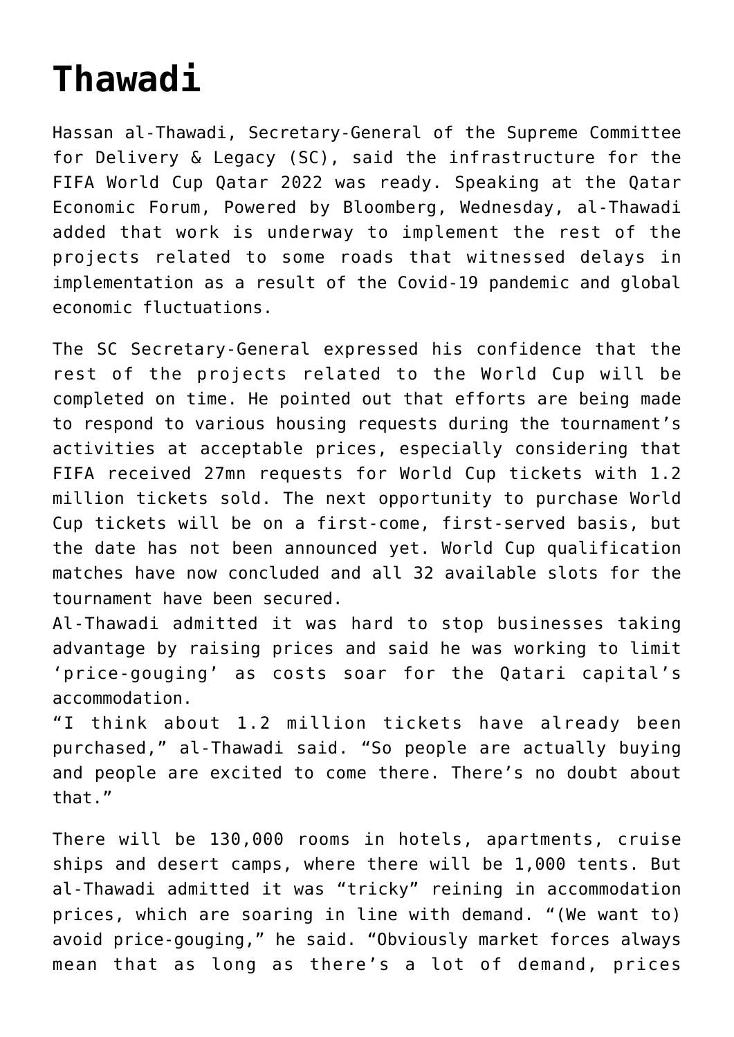# Thawadi

Hassan al-Thawadi, Secretary-General of the Supreme Committee for Delivery & Legacy (SC), said the infrastructure for the FIFA World Cup Qatar 2022 was ready. Speaking at the Qatar Economic Forum, Powered by Bloomberg, Wednesday, al-Thawadi added that work is underway to implement the rest of the projects related to some roads that witnessed delays in implementation as a result of the Covid-19 pandemic and global economic fluctuations.

The SC Secretary-General expressed his confidence that the rest of the projects related to the World Cup will be completed on time. He pointed out that efforts are being made to respond to various housing requests during the tournament's activities at acceptable prices, especially considering that FIFA received 27mn requests for World Cup tickets with 1.2 million tickets sold. The next opportunity to purchase World Cup tickets will be on a first-come, first-served basis, but the date has not been announced yet. World Cup qualification matches have now concluded and all 32 available slots for the tournament have been secured.
Al-Thawadi admitted it was hard to stop businesses taking advantage by raising prices and said he was working to limit 'price-gouging' as costs soar for the Qatari capital's accommodation.
"I think about 1.2 million tickets have already been purchased," al-Thawadi said. "So people are actually buying and people are excited to come there. There's no doubt about that."

There will be 130,000 rooms in hotels, apartments, cruise ships and desert camps, where there will be 1,000 tents. But al-Thawadi admitted it was "tricky" reining in accommodation prices, which are soaring in line with demand. "(We want to) avoid price-gouging," he said. "Obviously market forces always mean that as long as there's a lot of demand, prices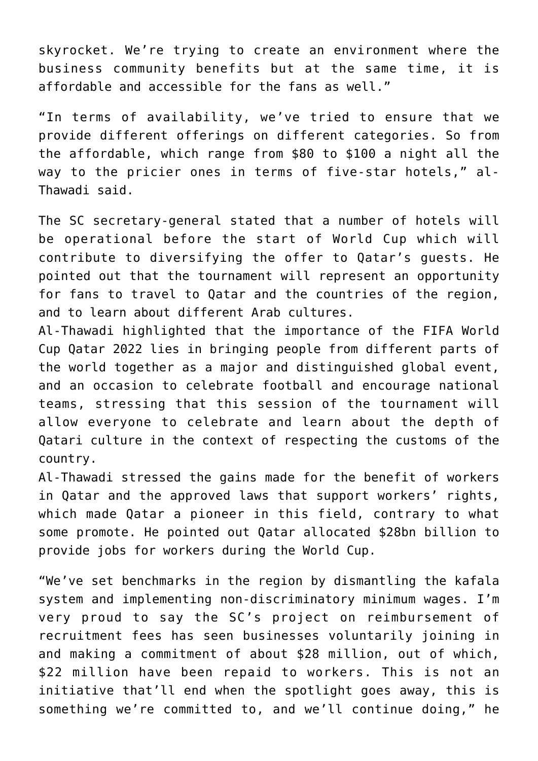skyrocket. We're trying to create an environment where the business community benefits but at the same time, it is affordable and accessible for the fans as well."

"In terms of availability, we've tried to ensure that we provide different offerings on different categories. So from the affordable, which range from $80 to $100 a night all the way to the pricier ones in terms of five-star hotels," al-Thawadi said.

The SC secretary-general stated that a number of hotels will be operational before the start of World Cup which will contribute to diversifying the offer to Qatar's guests. He pointed out that the tournament will represent an opportunity for fans to travel to Qatar and the countries of the region, and to learn about different Arab cultures.

Al-Thawadi highlighted that the importance of the FIFA World Cup Qatar 2022 lies in bringing people from different parts of the world together as a major and distinguished global event, and an occasion to celebrate football and encourage national teams, stressing that this session of the tournament will allow everyone to celebrate and learn about the depth of Qatari culture in the context of respecting the customs of the country.

Al-Thawadi stressed the gains made for the benefit of workers in Qatar and the approved laws that support workers' rights, which made Qatar a pioneer in this field, contrary to what some promote. He pointed out Qatar allocated $28bn billion to provide jobs for workers during the World Cup.

"We've set benchmarks in the region by dismantling the kafala system and implementing non-discriminatory minimum wages. I'm very proud to say the SC's project on reimbursement of recruitment fees has seen businesses voluntarily joining in and making a commitment of about $28 million, out of which, $22 million have been repaid to workers. This is not an initiative that'll end when the spotlight goes away, this is something we're committed to, and we'll continue doing," he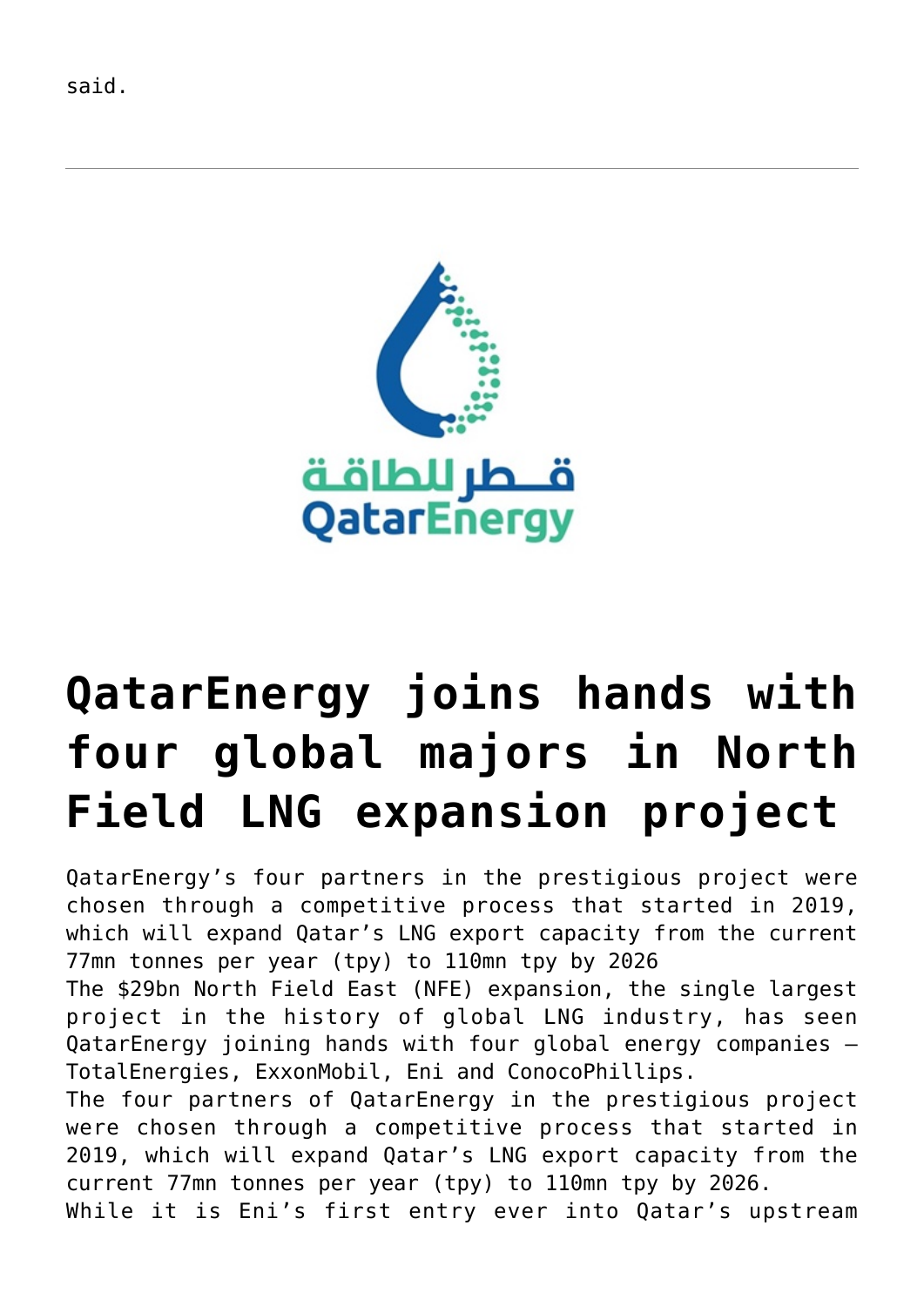said.

---

# QatarEnergy joins hands with four global majors in North Field LNG expansion project

QatarEnergy's four partners in the prestigious project were chosen through a competitive process that started in 2019, which will expand Qatar's LNG export capacity from the current 77mn tonnes per year (tpy) to 110mn tpy by 2026

The $29bn North Field East (NFE) expansion, the single largest project in the history of global LNG industry, has seen QatarEnergy joining hands with four global energy companies – TotalEnergies, ExxonMobil, Eni and ConocoPhillips.

The four partners of QatarEnergy in the prestigious project were chosen through a competitive process that started in 2019, which will expand Qatar's LNG export capacity from the current 77mn tonnes per year (tpy) to 110mn tpy by 2026.

While it is Eni's first entry ever into Qatar's upstream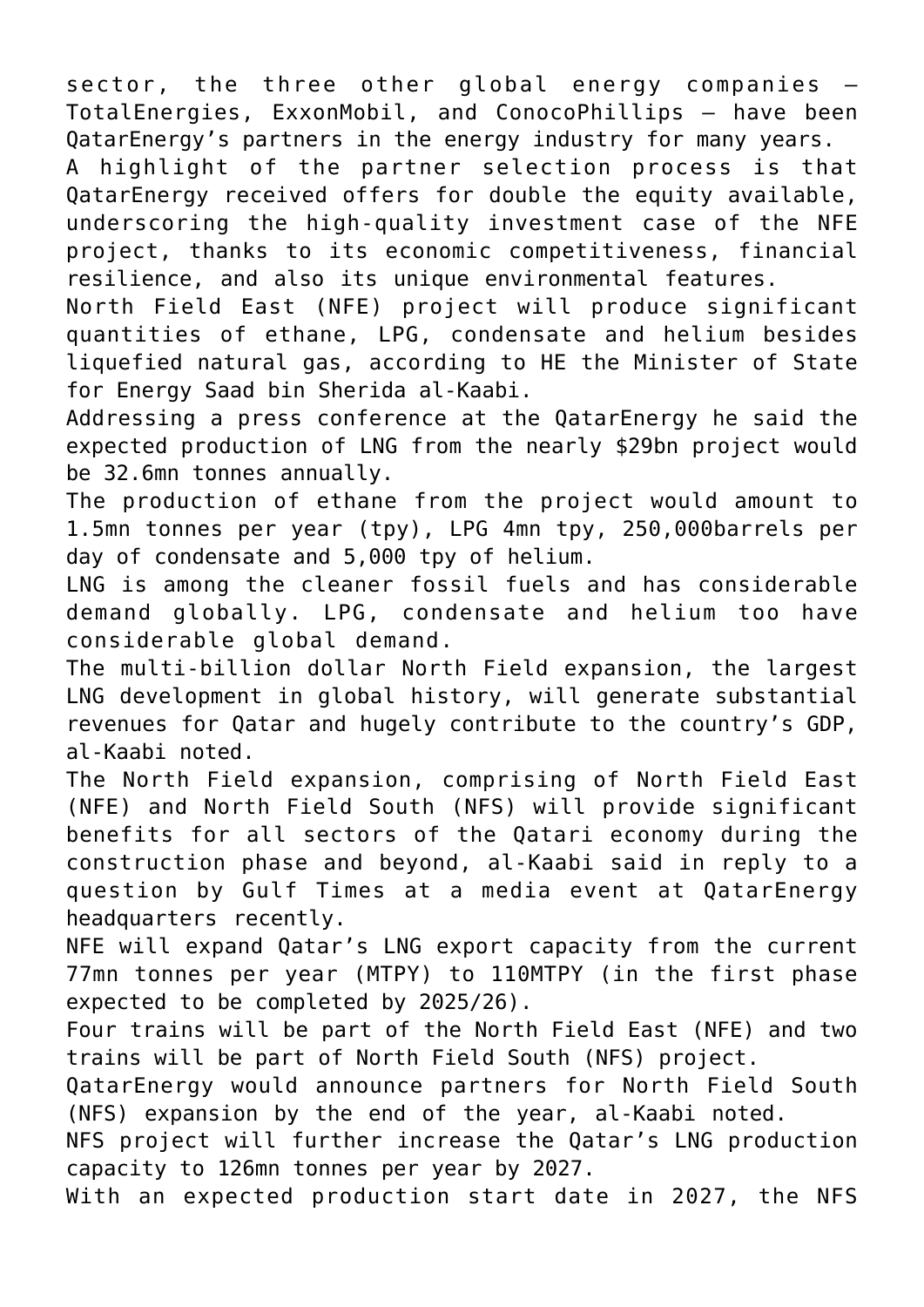sector, the three other global energy companies – TotalEnergies, ExxonMobil, and ConocoPhillips – have been QatarEnergy's partners in the energy industry for many years.

A highlight of the partner selection process is that QatarEnergy received offers for double the equity available, underscoring the high-quality investment case of the NFE project, thanks to its economic competitiveness, financial resilience, and also its unique environmental features.

North Field East (NFE) project will produce significant quantities of ethane, LPG, condensate and helium besides liquefied natural gas, according to HE the Minister of State for Energy Saad bin Sherida al-Kaabi.

Addressing a press conference at the QatarEnergy he said the expected production of LNG from the nearly $29bn project would be 32.6mn tonnes annually.

The production of ethane from the project would amount to 1.5mn tonnes per year (tpy), LPG 4mn tpy, 250,000barrels per day of condensate and 5,000 tpy of helium.

LNG is among the cleaner fossil fuels and has considerable demand globally. LPG, condensate and helium too have considerable global demand.

The multi-billion dollar North Field expansion, the largest LNG development in global history, will generate substantial revenues for Qatar and hugely contribute to the country's GDP, al-Kaabi noted.

The North Field expansion, comprising of North Field East (NFE) and North Field South (NFS) will provide significant benefits for all sectors of the Qatari economy during the construction phase and beyond, al-Kaabi said in reply to a question by Gulf Times at a media event at QatarEnergy headquarters recently.

NFE will expand Qatar's LNG export capacity from the current 77mn tonnes per year (MTPY) to 110MTPY (in the first phase expected to be completed by 2025/26).

Four trains will be part of the North Field East (NFE) and two trains will be part of North Field South (NFS) project.

QatarEnergy would announce partners for North Field South (NFS) expansion by the end of the year, al-Kaabi noted.

NFS project will further increase the Qatar's LNG production capacity to 126mn tonnes per year by 2027.

With an expected production start date in 2027, the NFS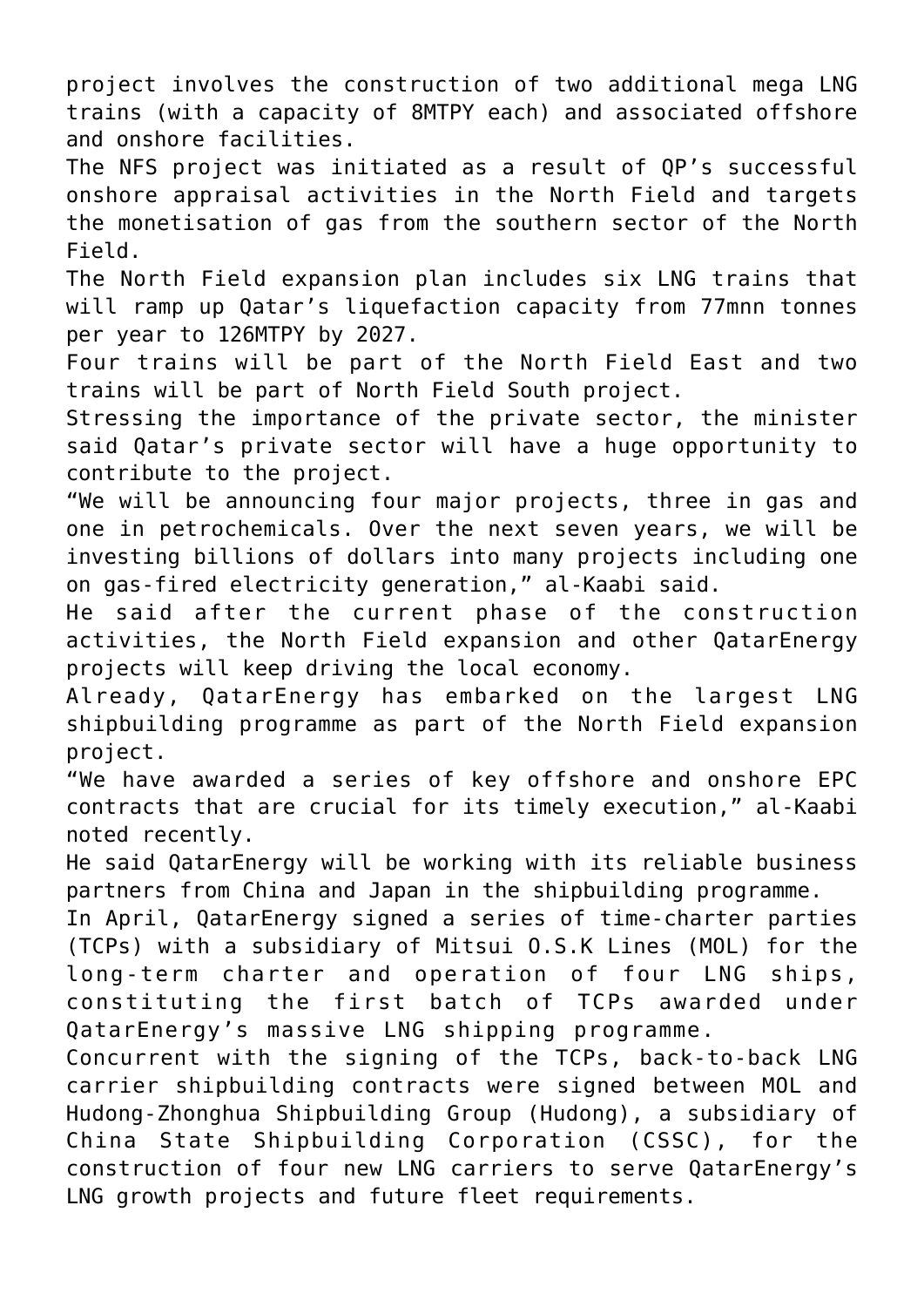project involves the construction of two additional mega LNG trains (with a capacity of 8MTPY each) and associated offshore and onshore facilities.

The NFS project was initiated as a result of QP's successful onshore appraisal activities in the North Field and targets the monetisation of gas from the southern sector of the North Field.

The North Field expansion plan includes six LNG trains that will ramp up Qatar's liquefaction capacity from 77mnn tonnes per year to 126MTPY by 2027.

Four trains will be part of the North Field East and two trains will be part of North Field South project.

Stressing the importance of the private sector, the minister said Qatar's private sector will have a huge opportunity to contribute to the project.

"We will be announcing four major projects, three in gas and one in petrochemicals. Over the next seven years, we will be investing billions of dollars into many projects including one on gas-fired electricity generation," al-Kaabi said.

He said after the current phase of the construction activities, the North Field expansion and other QatarEnergy projects will keep driving the local economy.

Already, QatarEnergy has embarked on the largest LNG shipbuilding programme as part of the North Field expansion project.

"We have awarded a series of key offshore and onshore EPC contracts that are crucial for its timely execution," al-Kaabi noted recently.

He said QatarEnergy will be working with its reliable business partners from China and Japan in the shipbuilding programme.

In April, QatarEnergy signed a series of time-charter parties (TCPs) with a subsidiary of Mitsui O.S.K Lines (MOL) for the long-term charter and operation of four LNG ships, constituting the first batch of TCPs awarded under QatarEnergy's massive LNG shipping programme.

Concurrent with the signing of the TCPs, back-to-back LNG carrier shipbuilding contracts were signed between MOL and Hudong-Zhonghua Shipbuilding Group (Hudong), a subsidiary of China State Shipbuilding Corporation (CSSC), for the construction of four new LNG carriers to serve QatarEnergy's LNG growth projects and future fleet requirements.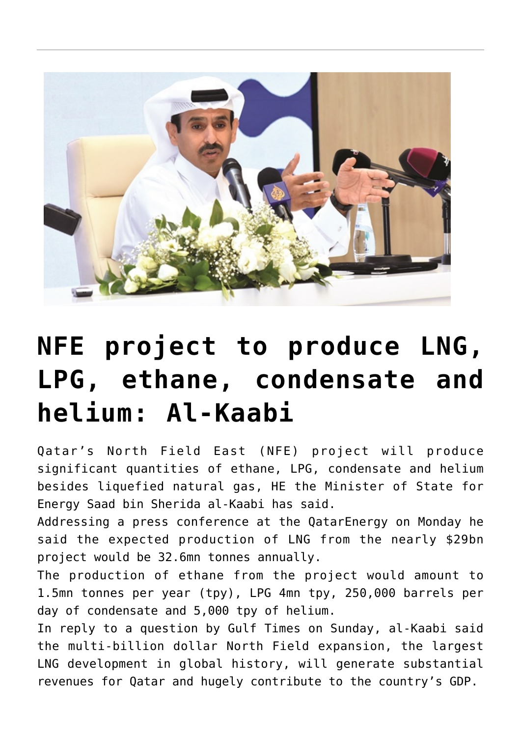# NFE project to produce LNG, LPG, ethane, condensate and helium: Al-Kaabi

Qatar's North Field East (NFE) project will produce significant quantities of ethane, LPG, condensate and helium besides liquefied natural gas, HE the Minister of State for Energy Saad bin Sherida al-Kaabi has said.

Addressing a press conference at the QatarEnergy on Monday he said the expected production of LNG from the nearly $29bn project would be 32.6mn tonnes annually.

The production of ethane from the project would amount to 1.5mn tonnes per year (tpy), LPG 4mn tpy, 250,000 barrels per day of condensate and 5,000 tpy of helium.

In reply to a question by Gulf Times on Sunday, al-Kaabi said the multi-billion dollar North Field expansion, the largest LNG development in global history, will generate substantial revenues for Qatar and hugely contribute to the country's GDP.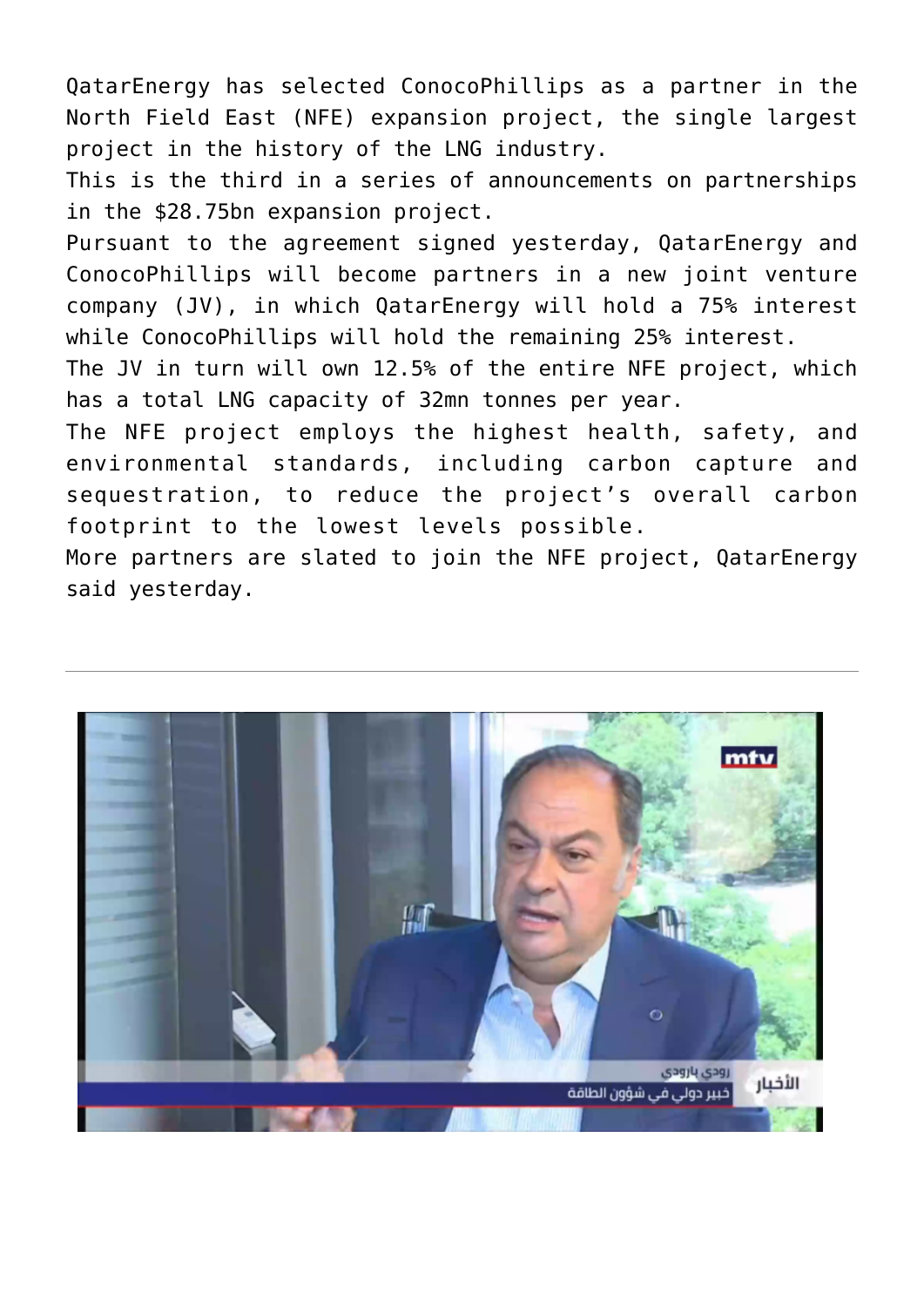QatarEnergy has selected ConocoPhillips as a partner in the North Field East (NFE) expansion project, the single largest project in the history of the LNG industry.

This is the third in a series of announcements on partnerships in the $28.75bn expansion project.

Pursuant to the agreement signed yesterday, QatarEnergy and ConocoPhillips will become partners in a new joint venture company (JV), in which QatarEnergy will hold a 75% interest while ConocoPhillips will hold the remaining 25% interest.

The JV in turn will own 12.5% of the entire NFE project, which has a total LNG capacity of 32mn tonnes per year.

The NFE project employs the highest health, safety, and environmental standards, including carbon capture and sequestration, to reduce the project's overall carbon footprint to the lowest levels possible.

More partners are slated to join the NFE project, QatarEnergy said yesterday.

---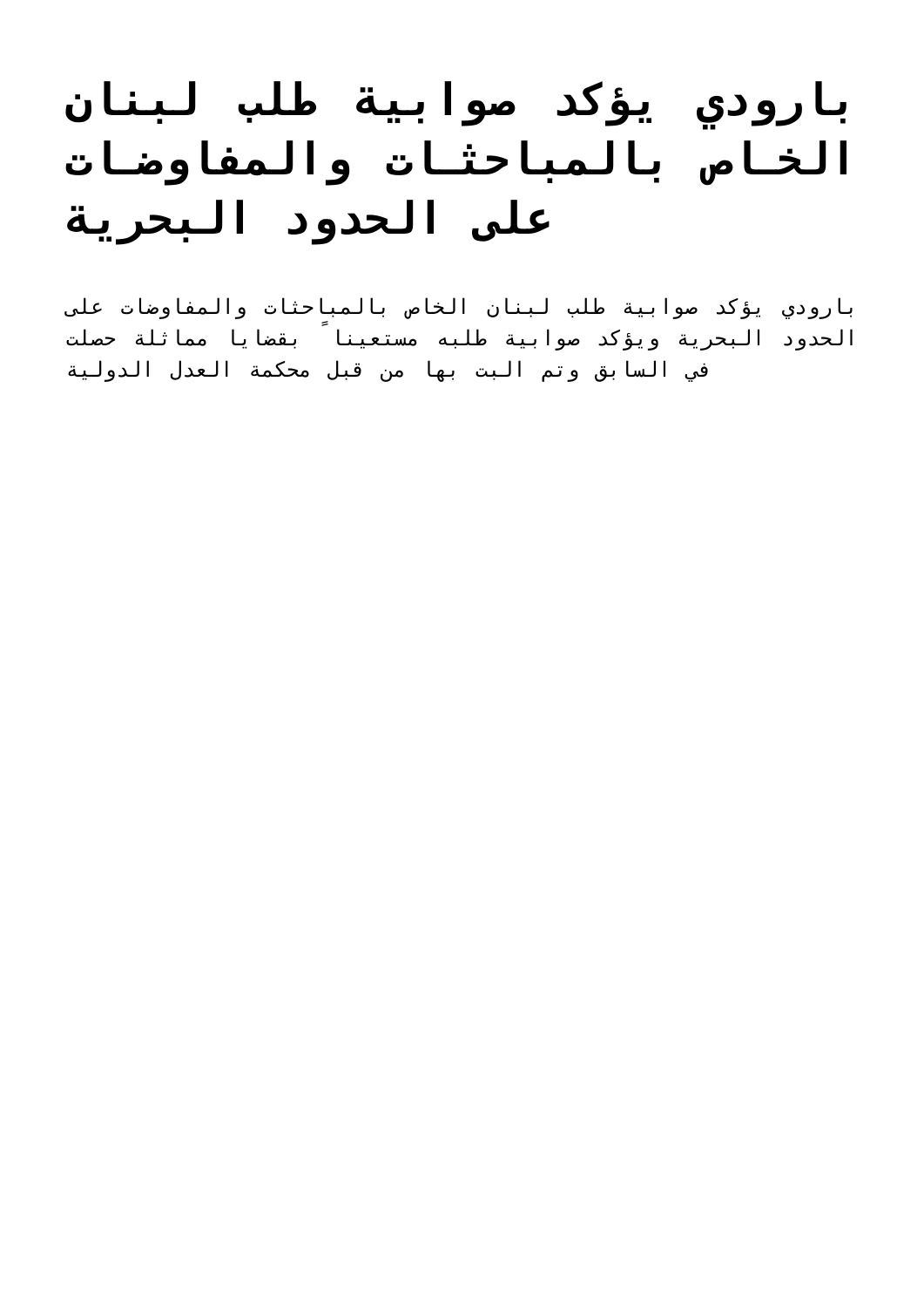# بارودي يؤكد صوابية طلب لبنان الخاص بالمباحثات والمفاوضات على الحدود البحرية

بارودي يؤكد صوابية طلب لبنان الخاص بالمباحثات والمفاوضات على الحدود البحرية ويؤكد صوابية طلبه مستعيناً بقضايا مماثلة حصلت في السابق وتم البت بها من قبل محكمة العدل الدولية